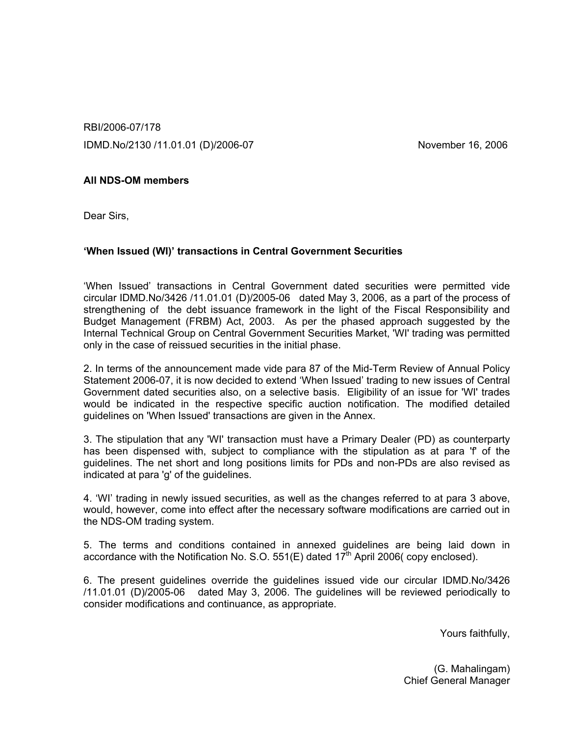RBI/2006-07/178

IDMD.No/2130 /11.01.01 (D)/2006-07 November 16, 2006

**All NDS-OM members**

Dear Sirs,

**'When Issued (WI)' transactions in Central Government Securities**

'When Issued' transactions in Central Government dated securities were permitted vide circular IDMD.No/3426 /11.01.01 (D)/2005-06 dated May 3, 2006, as a part of the process of strengthening of the debt issuance framework in the light of the Fiscal Responsibility and Budget Management (FRBM) Act, 2003. As per the phased approach suggested by the Internal Technical Group on Central Government Securities Market, 'WI' trading was permitted only in the case of reissued securities in the initial phase.

2. In terms of the announcement made vide para 87 of the Mid-Term Review of Annual Policy Statement 2006-07, it is now decided to extend 'When Issued' trading to new issues of Central Government dated securities also, on a selective basis. Eligibility of an issue for 'WI' trades would be indicated in the respective specific auction notification. The modified detailed guidelines on 'When Issued' transactions are given in the Annex.

3. The stipulation that any 'WI' transaction must have a Primary Dealer (PD) as counterparty has been dispensed with, subject to compliance with the stipulation as at para 'f' of the guidelines. The net short and long positions limits for PDs and non-PDs are also revised as indicated at para 'g' of the guidelines.

4. 'WI' trading in newly issued securities, as well as the changes referred to at para 3 above, would, however, come into effect after the necessary software modifications are carried out in the NDS-OM trading system.

5. The terms and conditions contained in annexed guidelines are being laid down in accordance with the Notification No. S.O. 551(E) dated 17th April 2006( copy enclosed).

6. The present guidelines override the guidelines issued vide our circular IDMD.No/3426 /11.01.01 (D)/2005-06 dated May 3, 2006. The guidelines will be reviewed periodically to consider modifications and continuance, as appropriate.

Yours faithfully,

(G. Mahalingam)
Chief General Manager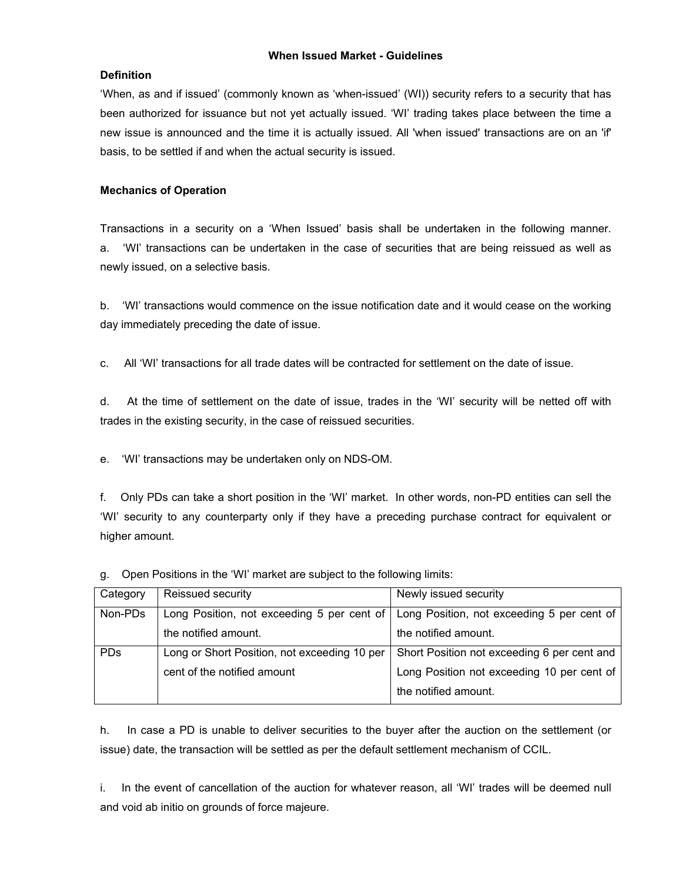## When Issued Market - Guidelines

### Definition

'When, as and if issued' (commonly known as 'when-issued' (WI)) security refers to a security that has been authorized for issuance but not yet actually issued. 'WI' trading takes place between the time a new issue is announced and the time it is actually issued. All 'when issued' transactions are on an 'if' basis, to be settled if and when the actual security is issued.

### Mechanics of Operation

Transactions in a security on a 'When Issued' basis shall be undertaken in the following manner.

a. 'WI' transactions can be undertaken in the case of securities that are being reissued as well as newly issued, on a selective basis.

b. 'WI' transactions would commence on the issue notification date and it would cease on the working day immediately preceding the date of issue.

c. All 'WI' transactions for all trade dates will be contracted for settlement on the date of issue.

d. At the time of settlement on the date of issue, trades in the 'WI' security will be netted off with trades in the existing security, in the case of reissued securities.

e. 'WI' transactions may be undertaken only on NDS-OM.

f. Only PDs can take a short position in the 'WI' market. In other words, non-PD entities can sell the 'WI' security to any counterparty only if they have a preceding purchase contract for equivalent or higher amount.

g. Open Positions in the 'WI' market are subject to the following limits:

| Category | Reissued security | Newly issued security |
|---|---|---|
| Non-PDs | Long Position, not exceeding 5 per cent of the notified amount. | Long Position, not exceeding 5 per cent of the notified amount. |
| PDs | Long or Short Position, not exceeding 10 per cent of the notified amount | Short Position not exceeding 6 per cent and Long Position not exceeding 10 per cent of the notified amount. |

h. In case a PD is unable to deliver securities to the buyer after the auction on the settlement (or issue) date, the transaction will be settled as per the default settlement mechanism of CCIL.

i. In the event of cancellation of the auction for whatever reason, all 'WI' trades will be deemed null and void ab initio on grounds of force majeure.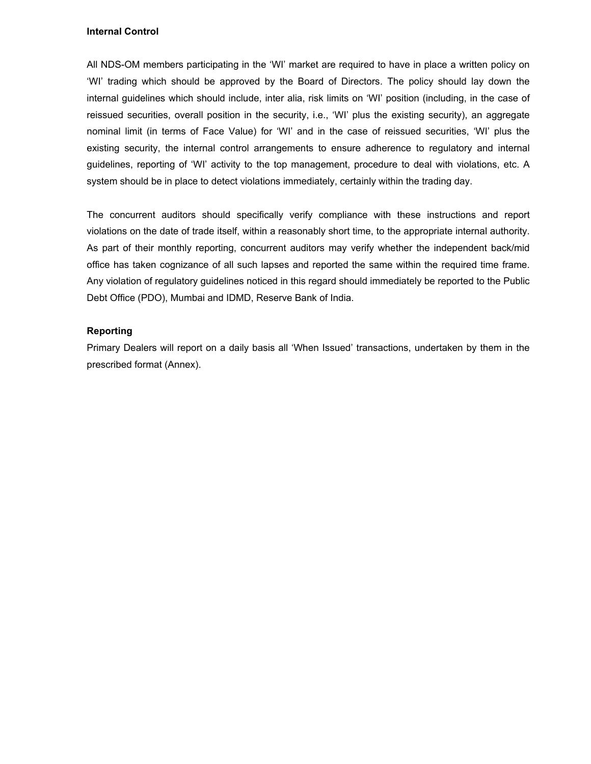**Internal Control**

All NDS-OM members participating in the 'WI' market are required to have in place a written policy on 'WI' trading which should be approved by the Board of Directors. The policy should lay down the internal guidelines which should include, inter alia, risk limits on 'WI' position (including, in the case of reissued securities, overall position in the security, i.e., 'WI' plus the existing security), an aggregate nominal limit (in terms of Face Value) for 'WI' and in the case of reissued securities, 'WI' plus the existing security, the internal control arrangements to ensure adherence to regulatory and internal guidelines, reporting of 'WI' activity to the top management, procedure to deal with violations, etc. A system should be in place to detect violations immediately, certainly within the trading day.

The concurrent auditors should specifically verify compliance with these instructions and report violations on the date of trade itself, within a reasonably short time, to the appropriate internal authority. As part of their monthly reporting, concurrent auditors may verify whether the independent back/mid office has taken cognizance of all such lapses and reported the same within the required time frame. Any violation of regulatory guidelines noticed in this regard should immediately be reported to the Public Debt Office (PDO), Mumbai and IDMD, Reserve Bank of India.

**Reporting**

Primary Dealers will report on a daily basis all 'When Issued' transactions, undertaken by them in the prescribed format (Annex).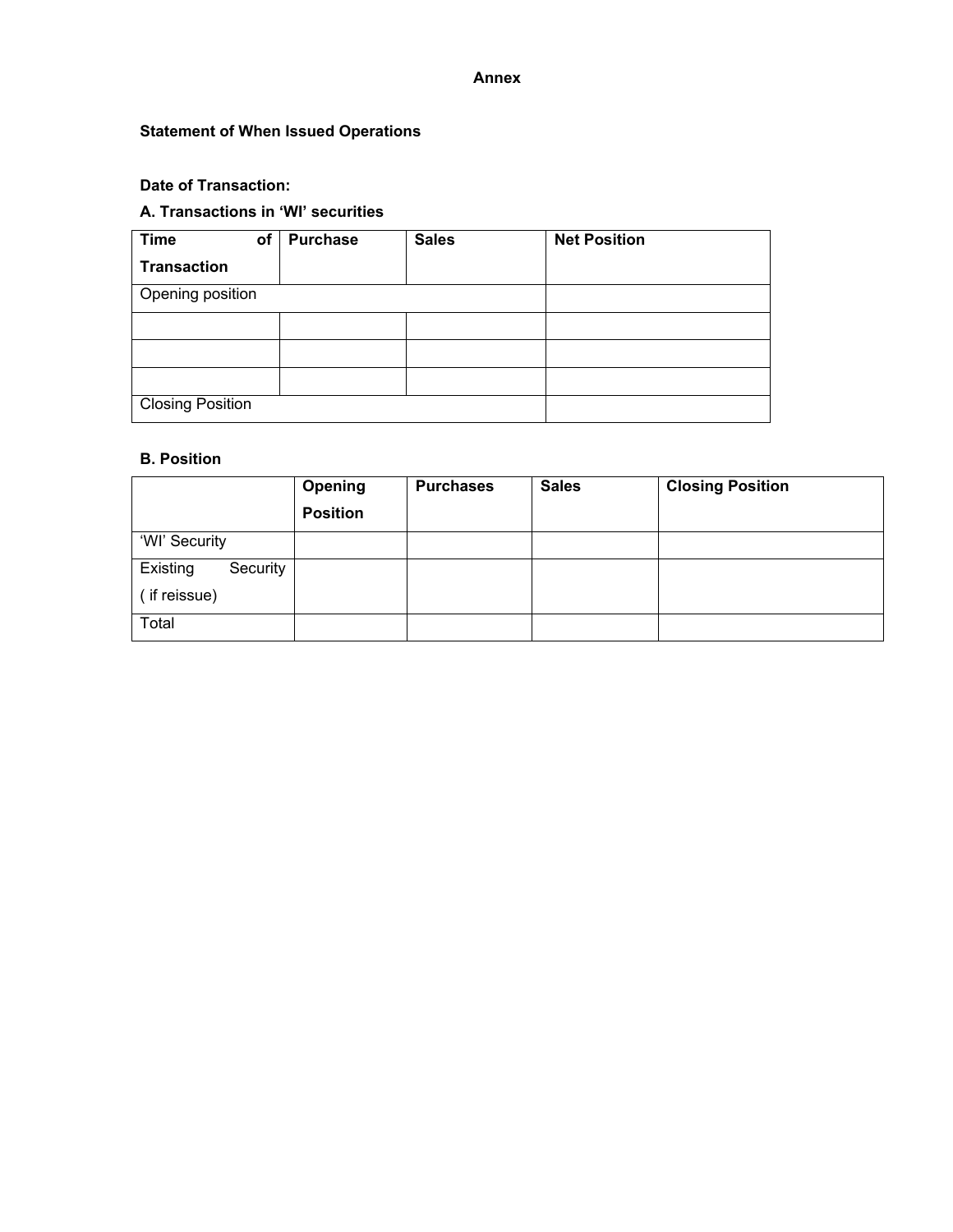**Annex**

**Statement of When Issued Operations**

**Date of Transaction:**

**A. Transactions in 'WI' securities**

| **Time of Transaction** | **Purchase** | **Sales** | **Net Position** |
|---|---|---|---|
| Opening position | | | |
| | | | |
| | | | |
| | | | |
| Closing Position | | | |

**B. Position**

| | **Opening Position** | **Purchases** | **Sales** | **Closing Position** |
|---|---|---|---|---|
| 'WI' Security | | | | |
| Existing Security ( if reissue) | | | | |
| Total | | | | |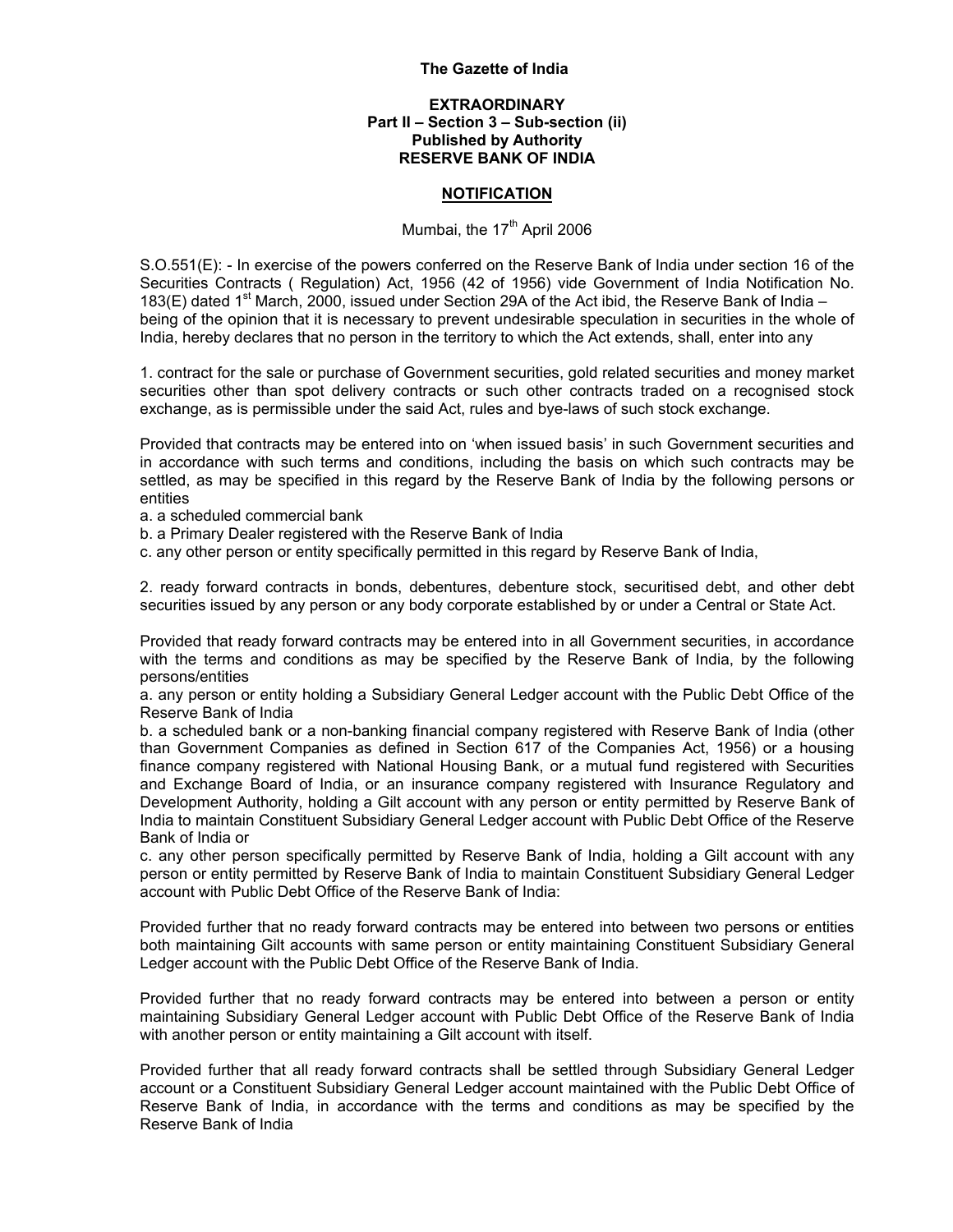**The Gazette of India**

**EXTRAORDINARY**
**Part II – Section 3 – Sub-section (ii)**
**Published by Authority**
**RESERVE BANK OF INDIA**

**NOTIFICATION**

Mumbai, the 17th April 2006

S.O.551(E): - In exercise of the powers conferred on the Reserve Bank of India under section 16 of the Securities Contracts ( Regulation) Act, 1956 (42 of 1956) vide Government of India Notification No. 183(E) dated 1st March, 2000, issued under Section 29A of the Act ibid, the Reserve Bank of India – being of the opinion that it is necessary to prevent undesirable speculation in securities in the whole of India, hereby declares that no person in the territory to which the Act extends, shall, enter into any

1. contract for the sale or purchase of Government securities, gold related securities and money market securities other than spot delivery contracts or such other contracts traded on a recognised stock exchange, as is permissible under the said Act, rules and bye-laws of such stock exchange.

Provided that contracts may be entered into on 'when issued basis' in such Government securities and in accordance with such terms and conditions, including the basis on which such contracts may be settled, as may be specified in this regard by the Reserve Bank of India by the following persons or entities

a. a scheduled commercial bank
b. a Primary Dealer registered with the Reserve Bank of India
c. any other person or entity specifically permitted in this regard by Reserve Bank of India,

2. ready forward contracts in bonds, debentures, debenture stock, securitised debt, and other debt securities issued by any person or any body corporate established by or under a Central or State Act.

Provided that ready forward contracts may be entered into in all Government securities, in accordance with the terms and conditions as may be specified by the Reserve Bank of India, by the following persons/entities

a. any person or entity holding a Subsidiary General Ledger account with the Public Debt Office of the Reserve Bank of India
b. a scheduled bank or a non-banking financial company registered with Reserve Bank of India (other than Government Companies as defined in Section 617 of the Companies Act, 1956) or a housing finance company registered with National Housing Bank, or a mutual fund registered with Securities and Exchange Board of India, or an insurance company registered with Insurance Regulatory and Development Authority, holding a Gilt account with any person or entity permitted by Reserve Bank of India to maintain Constituent Subsidiary General Ledger account with Public Debt Office of the Reserve Bank of India or
c. any other person specifically permitted by Reserve Bank of India, holding a Gilt account with any person or entity permitted by Reserve Bank of India to maintain Constituent Subsidiary General Ledger account with Public Debt Office of the Reserve Bank of India:

Provided further that no ready forward contracts may be entered into between two persons or entities both maintaining Gilt accounts with same person or entity maintaining Constituent Subsidiary General Ledger account with the Public Debt Office of the Reserve Bank of India.

Provided further that no ready forward contracts may be entered into between a person or entity maintaining Subsidiary General Ledger account with Public Debt Office of the Reserve Bank of India with another person or entity maintaining a Gilt account with itself.

Provided further that all ready forward contracts shall be settled through Subsidiary General Ledger account or a Constituent Subsidiary General Ledger account maintained with the Public Debt Office of Reserve Bank of India, in accordance with the terms and conditions as may be specified by the Reserve Bank of India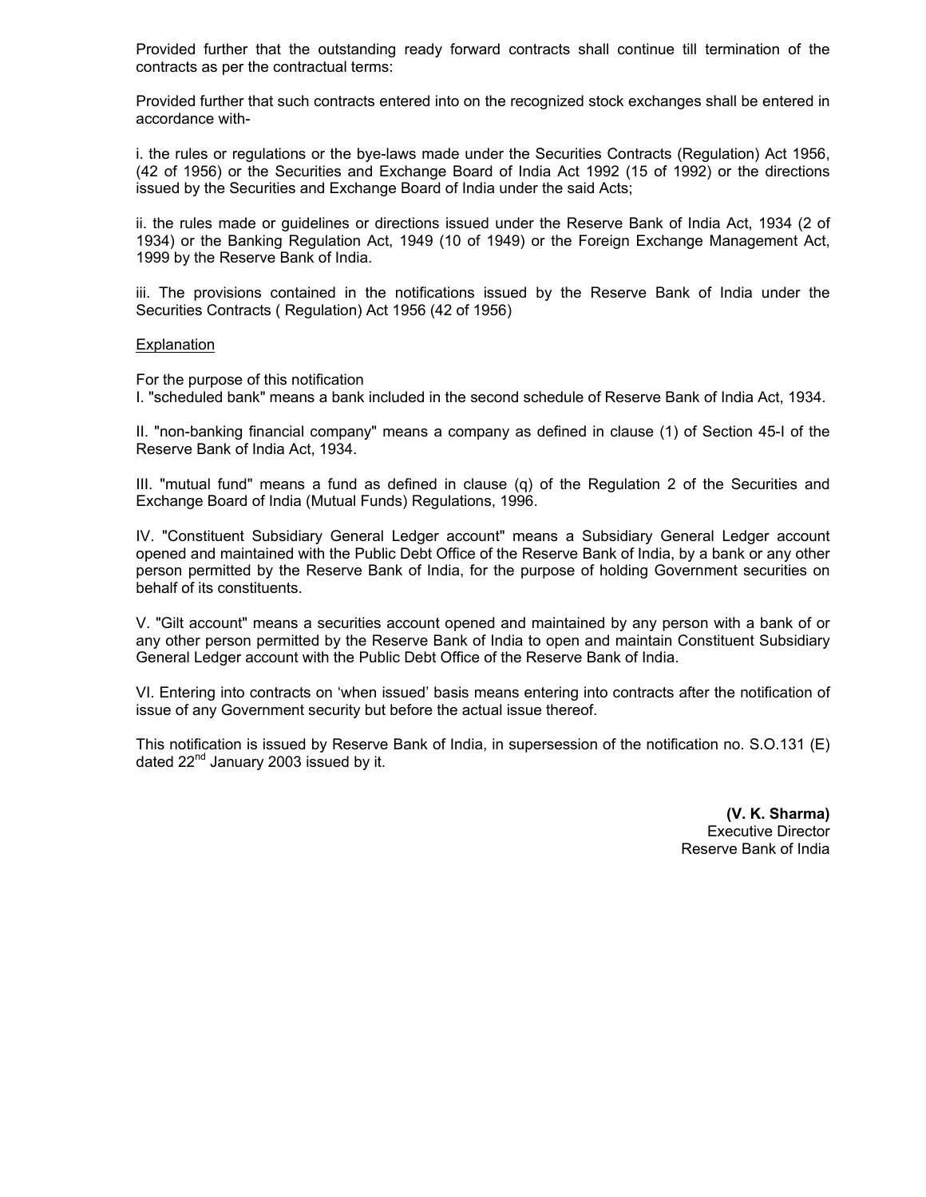Provided further that the outstanding ready forward contracts shall continue till termination of the contracts as per the contractual terms:

Provided further that such contracts entered into on the recognized stock exchanges shall be entered in accordance with-

i. the rules or regulations or the bye-laws made under the Securities Contracts (Regulation) Act 1956, (42 of 1956) or the Securities and Exchange Board of India Act 1992 (15 of 1992) or the directions issued by the Securities and Exchange Board of India under the said Acts;

ii. the rules made or guidelines or directions issued under the Reserve Bank of India Act, 1934 (2 of 1934) or the Banking Regulation Act, 1949 (10 of 1949) or the Foreign Exchange Management Act, 1999 by the Reserve Bank of India.

iii. The provisions contained in the notifications issued by the Reserve Bank of India under the Securities Contracts ( Regulation) Act 1956 (42 of 1956)

<u>Explanation</u>

For the purpose of this notification

I. "scheduled bank" means a bank included in the second schedule of Reserve Bank of India Act, 1934.

II. "non-banking financial company" means a company as defined in clause (1) of Section 45-I of the Reserve Bank of India Act, 1934.

III. "mutual fund" means a fund as defined in clause (q) of the Regulation 2 of the Securities and Exchange Board of India (Mutual Funds) Regulations, 1996.

IV. "Constituent Subsidiary General Ledger account" means a Subsidiary General Ledger account opened and maintained with the Public Debt Office of the Reserve Bank of India, by a bank or any other person permitted by the Reserve Bank of India, for the purpose of holding Government securities on behalf of its constituents.

V. "Gilt account" means a securities account opened and maintained by any person with a bank of or any other person permitted by the Reserve Bank of India to open and maintain Constituent Subsidiary General Ledger account with the Public Debt Office of the Reserve Bank of India.

VI. Entering into contracts on 'when issued' basis means entering into contracts after the notification of issue of any Government security but before the actual issue thereof.

This notification is issued by Reserve Bank of India, in supersession of the notification no. S.O.131 (E) dated 22nd January 2003 issued by it.

**(V. K. Sharma)**
Executive Director
Reserve Bank of India